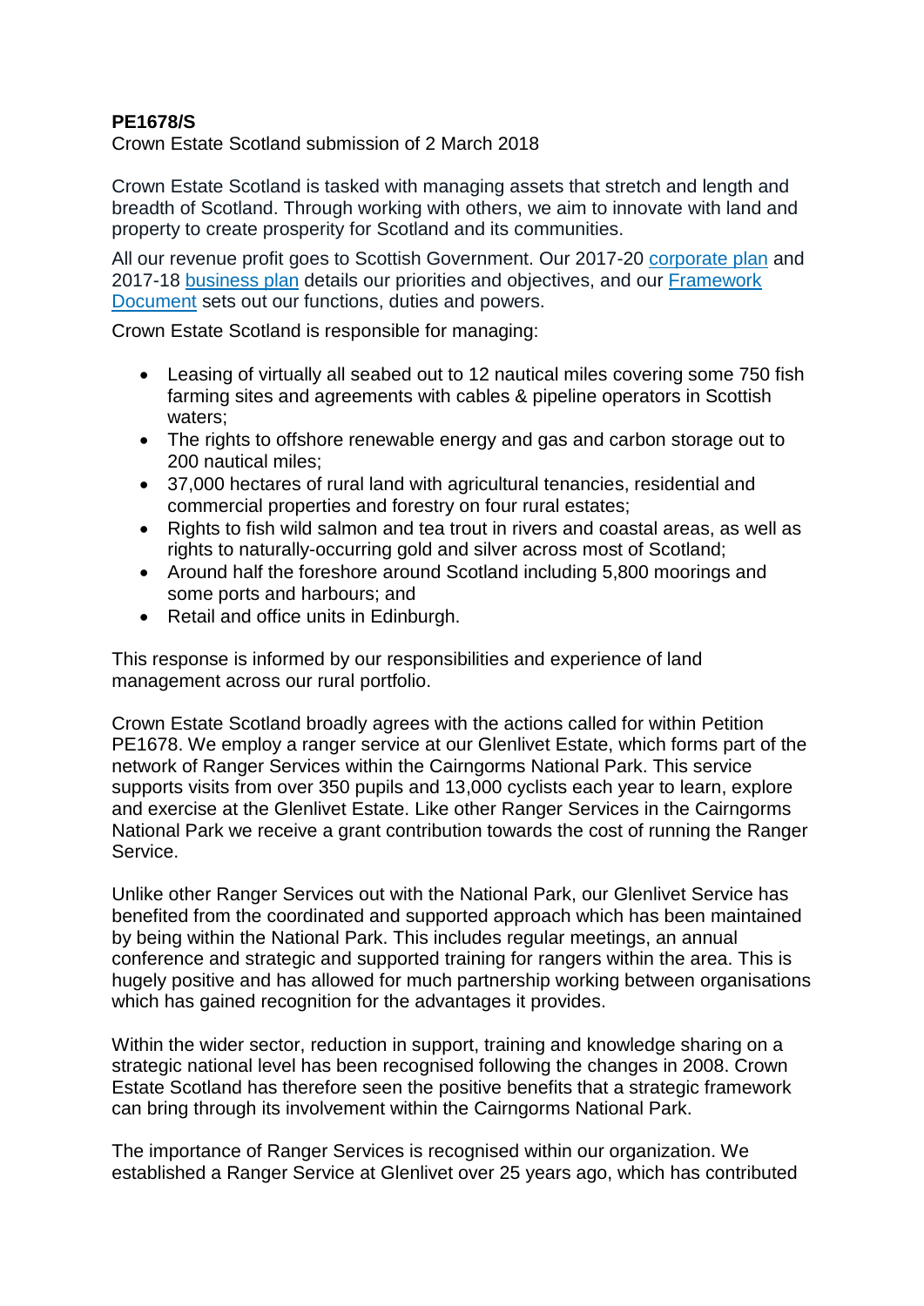**PE1678/S**

Crown Estate Scotland submission of 2 March 2018

Crown Estate Scotland is tasked with managing assets that stretch and length and breadth of Scotland. Through working with others, we aim to innovate with land and property to create prosperity for Scotland and its communities.

All our revenue profit goes to Scottish Government. Our 2017-20 corporate plan and 2017-18 business plan details our priorities and objectives, and our Framework Document sets out our functions, duties and powers.

Crown Estate Scotland is responsible for managing:

- Leasing of virtually all seabed out to 12 nautical miles covering some 750 fish farming sites and agreements with cables & pipeline operators in Scottish waters;
- The rights to offshore renewable energy and gas and carbon storage out to 200 nautical miles;
- 37,000 hectares of rural land with agricultural tenancies, residential and commercial properties and forestry on four rural estates;
- Rights to fish wild salmon and tea trout in rivers and coastal areas, as well as rights to naturally-occurring gold and silver across most of Scotland;
- Around half the foreshore around Scotland including 5,800 moorings and some ports and harbours; and
- Retail and office units in Edinburgh.

This response is informed by our responsibilities and experience of land management across our rural portfolio.

Crown Estate Scotland broadly agrees with the actions called for within Petition PE1678. We employ a ranger service at our Glenlivet Estate, which forms part of the network of Ranger Services within the Cairngorms National Park. This service supports visits from over 350 pupils and 13,000 cyclists each year to learn, explore and exercise at the Glenlivet Estate. Like other Ranger Services in the Cairngorms National Park we receive a grant contribution towards the cost of running the Ranger Service.

Unlike other Ranger Services out with the National Park, our Glenlivet Service has benefited from the coordinated and supported approach which has been maintained by being within the National Park. This includes regular meetings, an annual conference and strategic and supported training for rangers within the area. This is hugely positive and has allowed for much partnership working between organisations which has gained recognition for the advantages it provides.

Within the wider sector, reduction in support, training and knowledge sharing on a strategic national level has been recognised following the changes in 2008. Crown Estate Scotland has therefore seen the positive benefits that a strategic framework can bring through its involvement within the Cairngorms National Park.

The importance of Ranger Services is recognised within our organization. We established a Ranger Service at Glenlivet over 25 years ago, which has contributed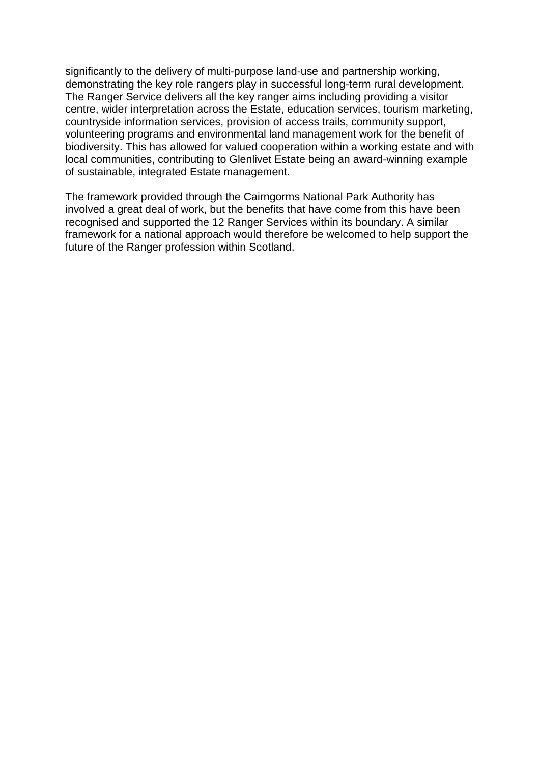significantly to the delivery of multi-purpose land-use and partnership working, demonstrating the key role rangers play in successful long-term rural development. The Ranger Service delivers all the key ranger aims including providing a visitor centre, wider interpretation across the Estate, education services, tourism marketing, countryside information services, provision of access trails, community support, volunteering programs and environmental land management work for the benefit of biodiversity. This has allowed for valued cooperation within a working estate and with local communities, contributing to Glenlivet Estate being an award-winning example of sustainable, integrated Estate management.

The framework provided through the Cairngorms National Park Authority has involved a great deal of work, but the benefits that have come from this have been recognised and supported the 12 Ranger Services within its boundary. A similar framework for a national approach would therefore be welcomed to help support the future of the Ranger profession within Scotland.